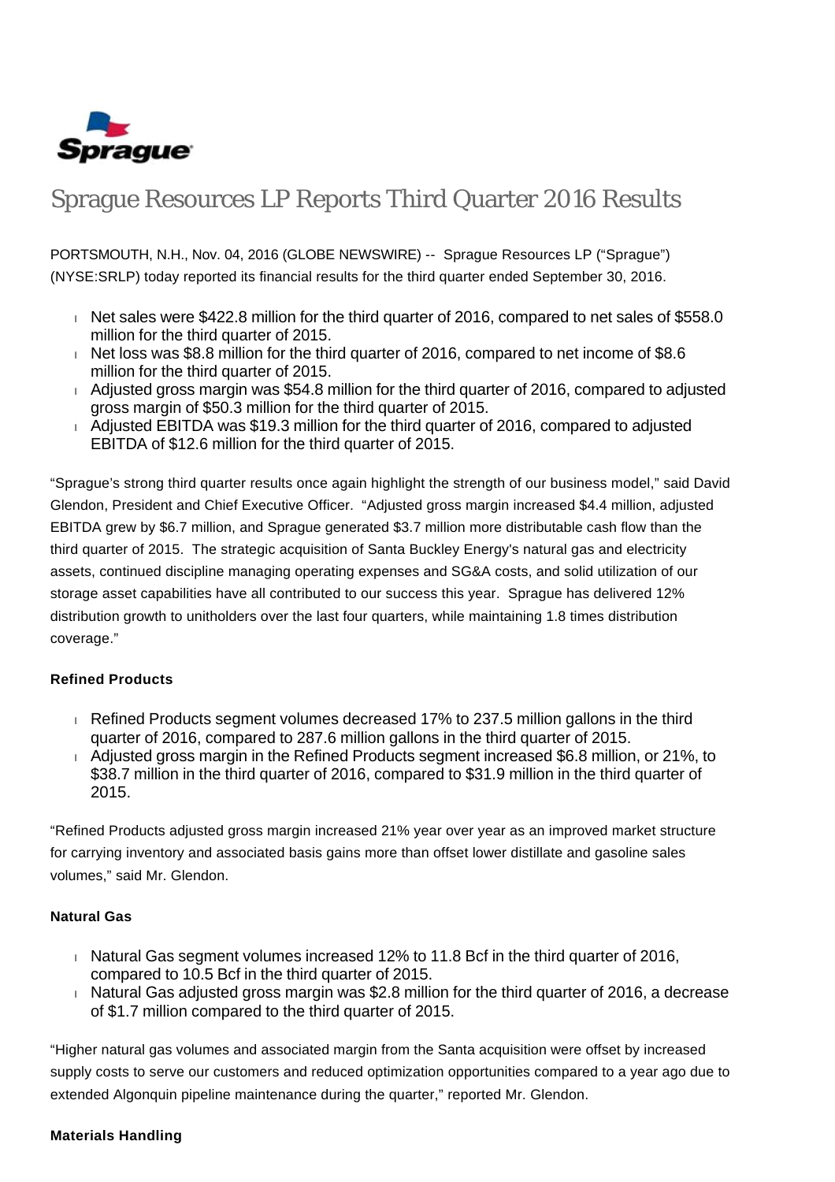# Sprague Resources LP Reports Third Quarter 2016 Results

PORTSMOUTH, N.H., Nov. 04, 2016 (GLOBE NEWSWIRE) -- Sprague Resources LP ("Sprague") (NYSE:SRLP) today reported its financial results for the third quarter ended September 30, 2016.

- Net sales were $422.8 million for the third quarter of 2016, compared to net sales of $558.0 million for the third quarter of 2015.
- Net loss was $8.8 million for the third quarter of 2016, compared to net income of $8.6 million for the third quarter of 2015.
- Adjusted gross margin was $54.8 million for the third quarter of 2016, compared to adjusted gross margin of $50.3 million for the third quarter of 2015.
- Adjusted EBITDA was $19.3 million for the third quarter of 2016, compared to adjusted EBITDA of $12.6 million for the third quarter of 2015.

"Sprague's strong third quarter results once again highlight the strength of our business model," said David Glendon, President and Chief Executive Officer. "Adjusted gross margin increased $4.4 million, adjusted EBITDA grew by $6.7 million, and Sprague generated $3.7 million more distributable cash flow than the third quarter of 2015. The strategic acquisition of Santa Buckley Energy's natural gas and electricity assets, continued discipline managing operating expenses and SG&A costs, and solid utilization of our storage asset capabilities have all contributed to our success this year. Sprague has delivered 12% distribution growth to unitholders over the last four quarters, while maintaining 1.8 times distribution coverage."

**Refined Products**

- Refined Products segment volumes decreased 17% to 237.5 million gallons in the third quarter of 2016, compared to 287.6 million gallons in the third quarter of 2015.
- Adjusted gross margin in the Refined Products segment increased $6.8 million, or 21%, to $38.7 million in the third quarter of 2016, compared to $31.9 million in the third quarter of 2015.

"Refined Products adjusted gross margin increased 21% year over year as an improved market structure for carrying inventory and associated basis gains more than offset lower distillate and gasoline sales volumes," said Mr. Glendon.

**Natural Gas**

- Natural Gas segment volumes increased 12% to 11.8 Bcf in the third quarter of 2016, compared to 10.5 Bcf in the third quarter of 2015.
- Natural Gas adjusted gross margin was $2.8 million for the third quarter of 2016, a decrease of $1.7 million compared to the third quarter of 2015.

"Higher natural gas volumes and associated margin from the Santa acquisition were offset by increased supply costs to serve our customers and reduced optimization opportunities compared to a year ago due to extended Algonquin pipeline maintenance during the quarter," reported Mr. Glendon.

**Materials Handling**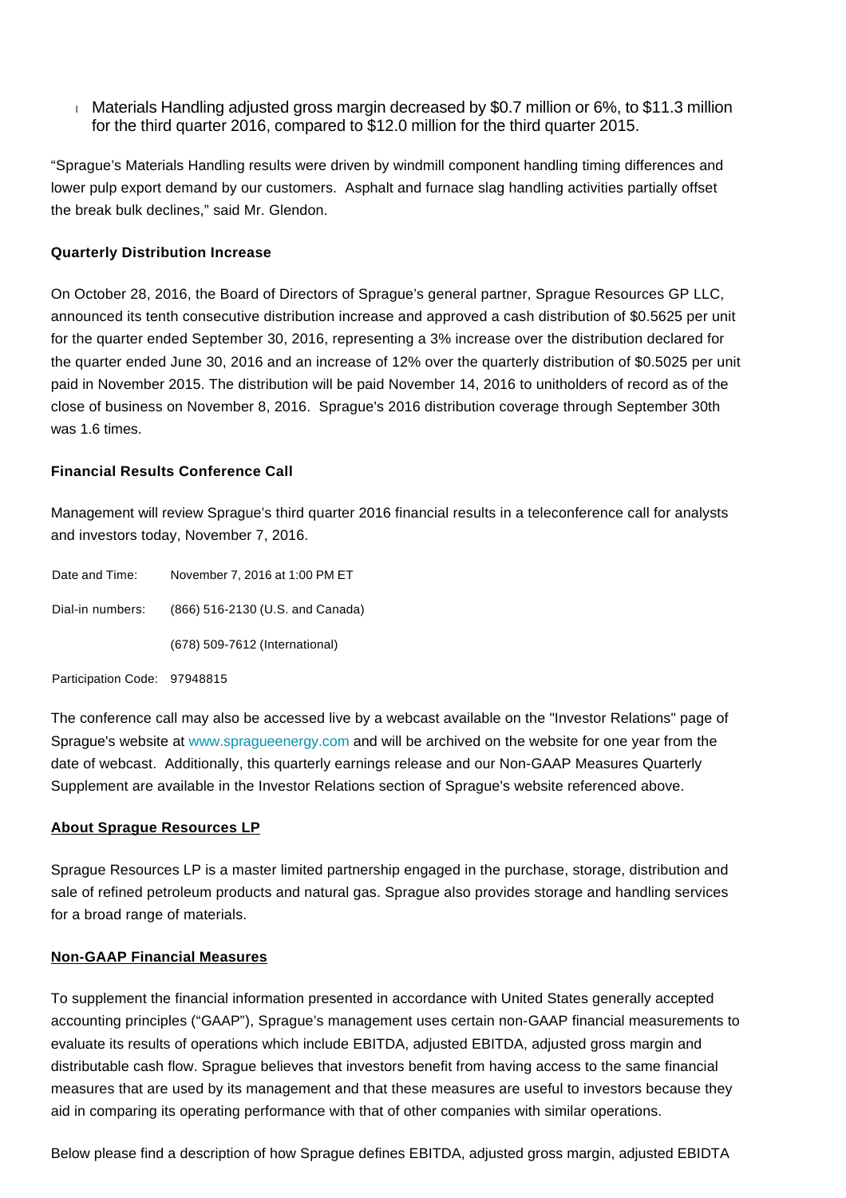- Materials Handling adjusted gross margin decreased by $0.7 million or 6%, to $11.3 million for the third quarter 2016, compared to $12.0 million for the third quarter 2015.

"Sprague's Materials Handling results were driven by windmill component handling timing differences and lower pulp export demand by our customers. Asphalt and furnace slag handling activities partially offset the break bulk declines," said Mr. Glendon.

**Quarterly Distribution Increase**

On October 28, 2016, the Board of Directors of Sprague's general partner, Sprague Resources GP LLC, announced its tenth consecutive distribution increase and approved a cash distribution of $0.5625 per unit for the quarter ended September 30, 2016, representing a 3% increase over the distribution declared for the quarter ended June 30, 2016 and an increase of 12% over the quarterly distribution of $0.5025 per unit paid in November 2015. The distribution will be paid November 14, 2016 to unitholders of record as of the close of business on November 8, 2016. Sprague's 2016 distribution coverage through September 30th was 1.6 times.

**Financial Results Conference Call**

Management will review Sprague's third quarter 2016 financial results in a teleconference call for analysts and investors today, November 7, 2016.

| | |
|---|---|
| Date and Time: | November 7, 2016 at 1:00 PM ET |
| Dial-in numbers: | (866) 516-2130 (U.S. and Canada) |
| | (678) 509-7612 (International) |
| Participation Code: | 97948815 |

The conference call may also be accessed live by a webcast available on the "Investor Relations" page of Sprague's website at www.spragueenergy.com and will be archived on the website for one year from the date of webcast. Additionally, this quarterly earnings release and our Non-GAAP Measures Quarterly Supplement are available in the Investor Relations section of Sprague's website referenced above.

**About Sprague Resources LP**

Sprague Resources LP is a master limited partnership engaged in the purchase, storage, distribution and sale of refined petroleum products and natural gas. Sprague also provides storage and handling services for a broad range of materials.

**Non-GAAP Financial Measures**

To supplement the financial information presented in accordance with United States generally accepted accounting principles ("GAAP"), Sprague's management uses certain non-GAAP financial measurements to evaluate its results of operations which include EBITDA, adjusted EBITDA, adjusted gross margin and distributable cash flow. Sprague believes that investors benefit from having access to the same financial measures that are used by its management and that these measures are useful to investors because they aid in comparing its operating performance with that of other companies with similar operations.

Below please find a description of how Sprague defines EBITDA, adjusted gross margin, adjusted EBIDTA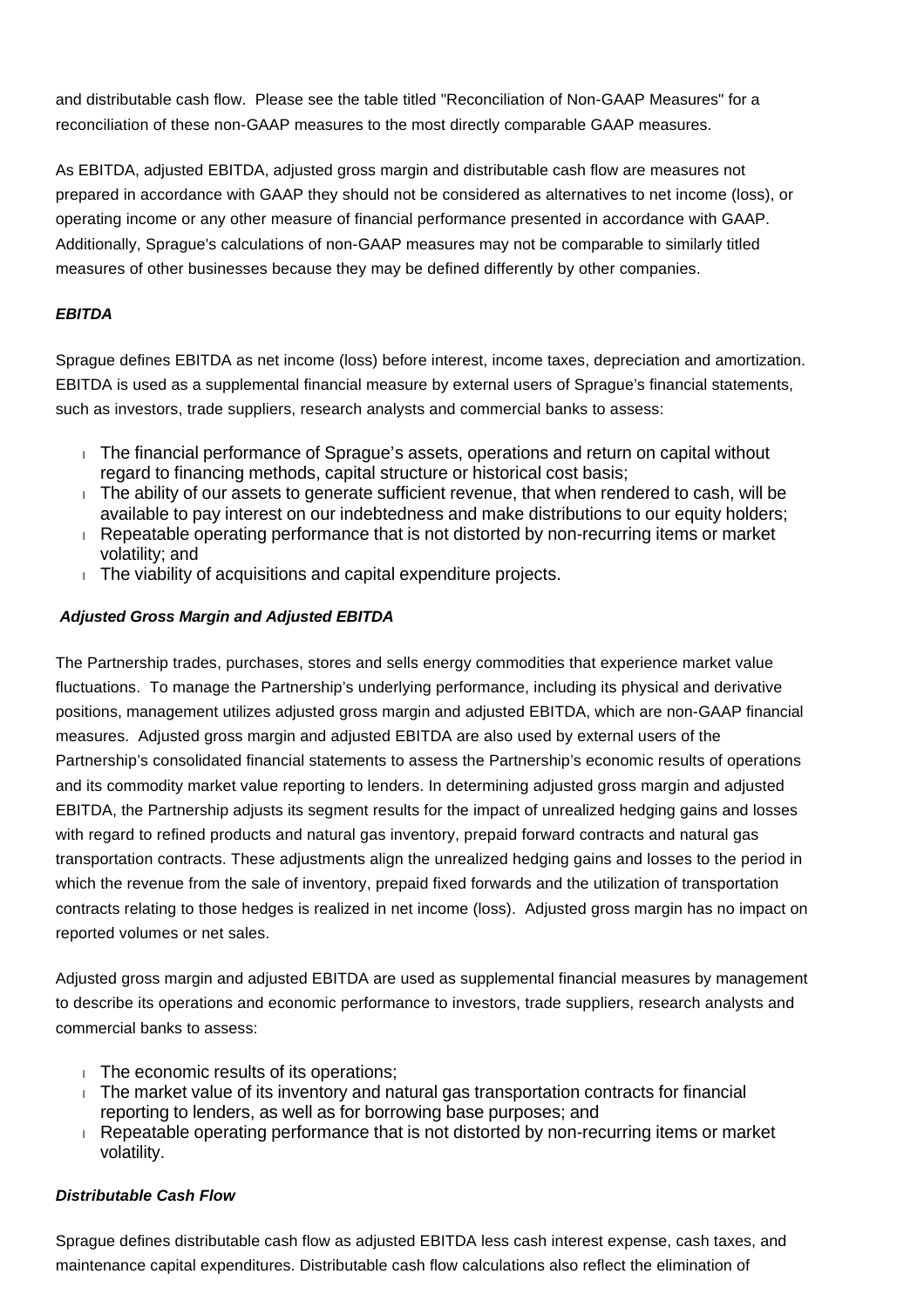and distributable cash flow.  Please see the table titled "Reconciliation of Non-GAAP Measures" for a reconciliation of these non-GAAP measures to the most directly comparable GAAP measures.

As EBITDA, adjusted EBITDA, adjusted gross margin and distributable cash flow are measures not prepared in accordance with GAAP they should not be considered as alternatives to net income (loss), or operating income or any other measure of financial performance presented in accordance with GAAP. Additionally, Sprague's calculations of non-GAAP measures may not be comparable to similarly titled measures of other businesses because they may be defined differently by other companies.

***EBITDA***

Sprague defines EBITDA as net income (loss) before interest, income taxes, depreciation and amortization. EBITDA is used as a supplemental financial measure by external users of Sprague's financial statements, such as investors, trade suppliers, research analysts and commercial banks to assess:

- The financial performance of Sprague's assets, operations and return on capital without regard to financing methods, capital structure or historical cost basis;
- The ability of our assets to generate sufficient revenue, that when rendered to cash, will be available to pay interest on our indebtedness and make distributions to our equity holders;
- Repeatable operating performance that is not distorted by non-recurring items or market volatility; and
- The viability of acquisitions and capital expenditure projects.

***Adjusted Gross Margin and Adjusted EBITDA***

The Partnership trades, purchases, stores and sells energy commodities that experience market value fluctuations.  To manage the Partnership's underlying performance, including its physical and derivative positions, management utilizes adjusted gross margin and adjusted EBITDA, which are non-GAAP financial measures.  Adjusted gross margin and adjusted EBITDA are also used by external users of the Partnership's consolidated financial statements to assess the Partnership's economic results of operations and its commodity market value reporting to lenders. In determining adjusted gross margin and adjusted EBITDA, the Partnership adjusts its segment results for the impact of unrealized hedging gains and losses with regard to refined products and natural gas inventory, prepaid forward contracts and natural gas transportation contracts. These adjustments align the unrealized hedging gains and losses to the period in which the revenue from the sale of inventory, prepaid fixed forwards and the utilization of transportation contracts relating to those hedges is realized in net income (loss).  Adjusted gross margin has no impact on reported volumes or net sales.

Adjusted gross margin and adjusted EBITDA are used as supplemental financial measures by management to describe its operations and economic performance to investors, trade suppliers, research analysts and commercial banks to assess:

- The economic results of its operations;
- The market value of its inventory and natural gas transportation contracts for financial reporting to lenders, as well as for borrowing base purposes; and
- Repeatable operating performance that is not distorted by non-recurring items or market volatility.

***Distributable Cash Flow***

Sprague defines distributable cash flow as adjusted EBITDA less cash interest expense, cash taxes, and maintenance capital expenditures. Distributable cash flow calculations also reflect the elimination of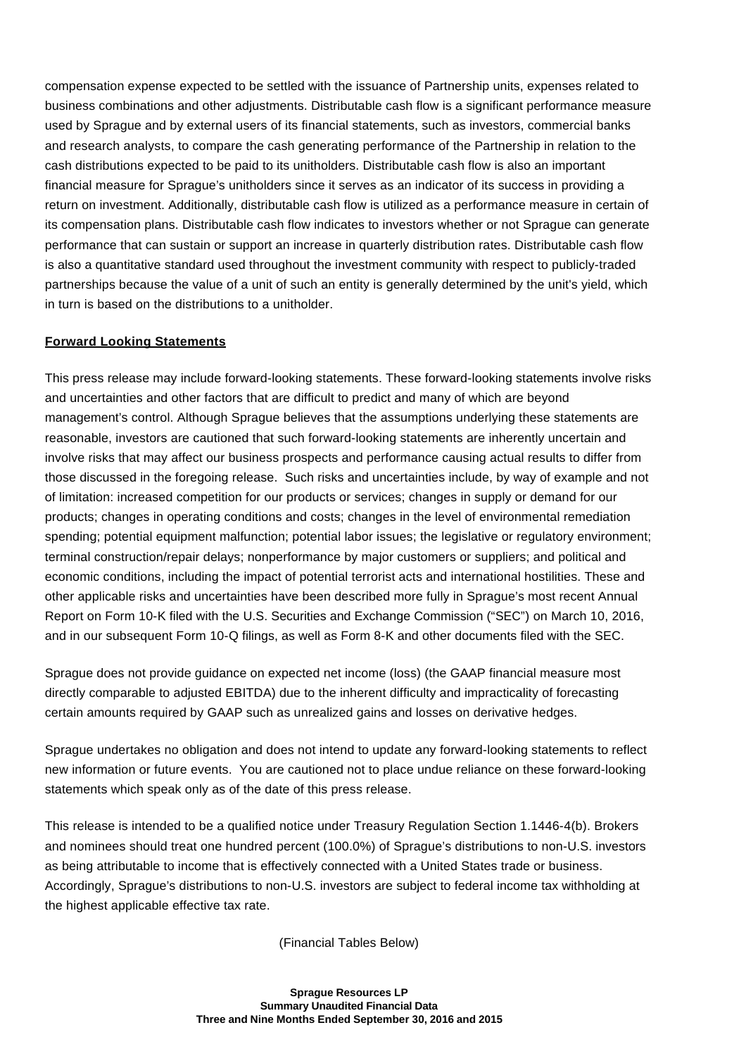compensation expense expected to be settled with the issuance of Partnership units, expenses related to business combinations and other adjustments. Distributable cash flow is a significant performance measure used by Sprague and by external users of its financial statements, such as investors, commercial banks and research analysts, to compare the cash generating performance of the Partnership in relation to the cash distributions expected to be paid to its unitholders. Distributable cash flow is also an important financial measure for Sprague's unitholders since it serves as an indicator of its success in providing a return on investment. Additionally, distributable cash flow is utilized as a performance measure in certain of its compensation plans. Distributable cash flow indicates to investors whether or not Sprague can generate performance that can sustain or support an increase in quarterly distribution rates. Distributable cash flow is also a quantitative standard used throughout the investment community with respect to publicly-traded partnerships because the value of a unit of such an entity is generally determined by the unit's yield, which in turn is based on the distributions to a unitholder.

**Forward Looking Statements**

This press release may include forward-looking statements. These forward-looking statements involve risks and uncertainties and other factors that are difficult to predict and many of which are beyond management's control. Although Sprague believes that the assumptions underlying these statements are reasonable, investors are cautioned that such forward-looking statements are inherently uncertain and involve risks that may affect our business prospects and performance causing actual results to differ from those discussed in the foregoing release.  Such risks and uncertainties include, by way of example and not of limitation: increased competition for our products or services; changes in supply or demand for our products; changes in operating conditions and costs; changes in the level of environmental remediation spending; potential equipment malfunction; potential labor issues; the legislative or regulatory environment; terminal construction/repair delays; nonperformance by major customers or suppliers; and political and economic conditions, including the impact of potential terrorist acts and international hostilities. These and other applicable risks and uncertainties have been described more fully in Sprague's most recent Annual Report on Form 10-K filed with the U.S. Securities and Exchange Commission ("SEC") on March 10, 2016, and in our subsequent Form 10-Q filings, as well as Form 8-K and other documents filed with the SEC.

Sprague does not provide guidance on expected net income (loss) (the GAAP financial measure most directly comparable to adjusted EBITDA) due to the inherent difficulty and impracticality of forecasting certain amounts required by GAAP such as unrealized gains and losses on derivative hedges.

Sprague undertakes no obligation and does not intend to update any forward-looking statements to reflect new information or future events.  You are cautioned not to place undue reliance on these forward-looking statements which speak only as of the date of this press release.

This release is intended to be a qualified notice under Treasury Regulation Section 1.1446-4(b). Brokers and nominees should treat one hundred percent (100.0%) of Sprague's distributions to non-U.S. investors as being attributable to income that is effectively connected with a United States trade or business. Accordingly, Sprague's distributions to non-U.S. investors are subject to federal income tax withholding at the highest applicable effective tax rate.

(Financial Tables Below)

**Sprague Resources LP**
**Summary Unaudited Financial Data**
**Three and Nine Months Ended September 30, 2016 and 2015**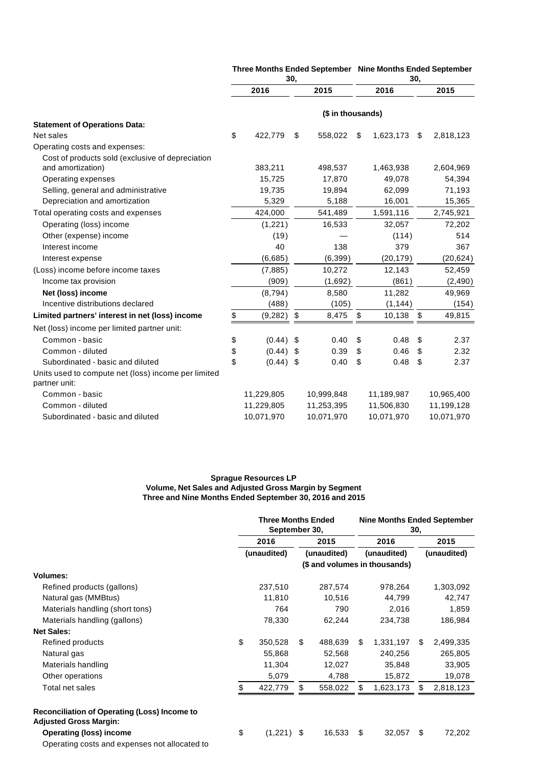| | Three Months Ended September 30, | | Nine Months Ended September 30, | |
|---|---|---|---|---|
| | 2016 | 2015 | 2016 | 2015 |
| | ($ in thousands) | | | |
| **Statement of Operations Data:** | | | | |
| Net sales | $ 422,779 | $ 558,022 | $ 1,623,173 | $ 2,818,123 |
| Operating costs and expenses: | | | | |
| Cost of products sold (exclusive of depreciation and amortization) | 383,211 | 498,537 | 1,463,938 | 2,604,969 |
| Operating expenses | 15,725 | 17,870 | 49,078 | 54,394 |
| Selling, general and administrative | 19,735 | 19,894 | 62,099 | 71,193 |
| Depreciation and amortization | 5,329 | 5,188 | 16,001 | 15,365 |
| Total operating costs and expenses | 424,000 | 541,489 | 1,591,116 | 2,745,921 |
| Operating (loss) income | (1,221) | 16,533 | 32,057 | 72,202 |
| Other (expense) income | (19) | — | (114) | 514 |
| Interest income | 40 | 138 | 379 | 367 |
| Interest expense | (6,685) | (6,399) | (20,179) | (20,624) |
| (Loss) income before income taxes | (7,885) | 10,272 | 12,143 | 52,459 |
| Income tax provision | (909) | (1,692) | (861) | (2,490) |
| **Net (loss) income** | (8,794) | 8,580 | 11,282 | 49,969 |
| Incentive distributions declared | (488) | (105) | (1,144) | (154) |
| **Limited partners' interest in net (loss) income** | $ (9,282) | $ 8,475 | $ 10,138 | $ 49,815 |
| Net (loss) income per limited partner unit: | | | | |
| Common - basic | $ (0.44) | $ 0.40 | $ 0.48 | $ 2.37 |
| Common - diluted | $ (0.44) | $ 0.39 | $ 0.46 | $ 2.32 |
| Subordinated - basic and diluted | $ (0.44) | $ 0.40 | $ 0.48 | $ 2.37 |
| Units used to compute net (loss) income per limited partner unit: | | | | |
| Common - basic | 11,229,805 | 10,999,848 | 11,189,987 | 10,965,400 |
| Common - diluted | 11,229,805 | 11,253,395 | 11,506,830 | 11,199,128 |
| Subordinated - basic and diluted | 10,071,970 | 10,071,970 | 10,071,970 | 10,071,970 |

**Sprague Resources LP**
**Volume, Net Sales and Adjusted Gross Margin by Segment**
**Three and Nine Months Ended September 30, 2016 and 2015**

| | Three Months Ended September 30, | | Nine Months Ended September 30, | |
|---|---|---|---|---|
| | 2016 | 2015 | 2016 | 2015 |
| | (unaudited) | (unaudited) | (unaudited) | (unaudited) |
| | ($ and volumes in thousands) | | | |
| **Volumes:** | | | | |
| Refined products (gallons) | 237,510 | 287,574 | 978,264 | 1,303,092 |
| Natural gas (MMBtus) | 11,810 | 10,516 | 44,799 | 42,747 |
| Materials handling (short tons) | 764 | 790 | 2,016 | 1,859 |
| Materials handling (gallons) | 78,330 | 62,244 | 234,738 | 186,984 |
| **Net Sales:** | | | | |
| Refined products | $ 350,528 | $ 488,639 | $ 1,331,197 | $ 2,499,335 |
| Natural gas | 55,868 | 52,568 | 240,256 | 265,805 |
| Materials handling | 11,304 | 12,027 | 35,848 | 33,905 |
| Other operations | 5,079 | 4,788 | 15,872 | 19,078 |
| Total net sales | $ 422,779 | $ 558,022 | $ 1,623,173 | $ 2,818,123 |
| **Reconciliation of Operating (Loss) Income to Adjusted Gross Margin:** | | | | |
| **Operating (loss) income** | $ (1,221) | $ 16,533 | $ 32,057 | $ 72,202 |
| Operating costs and expenses not allocated to | | | | |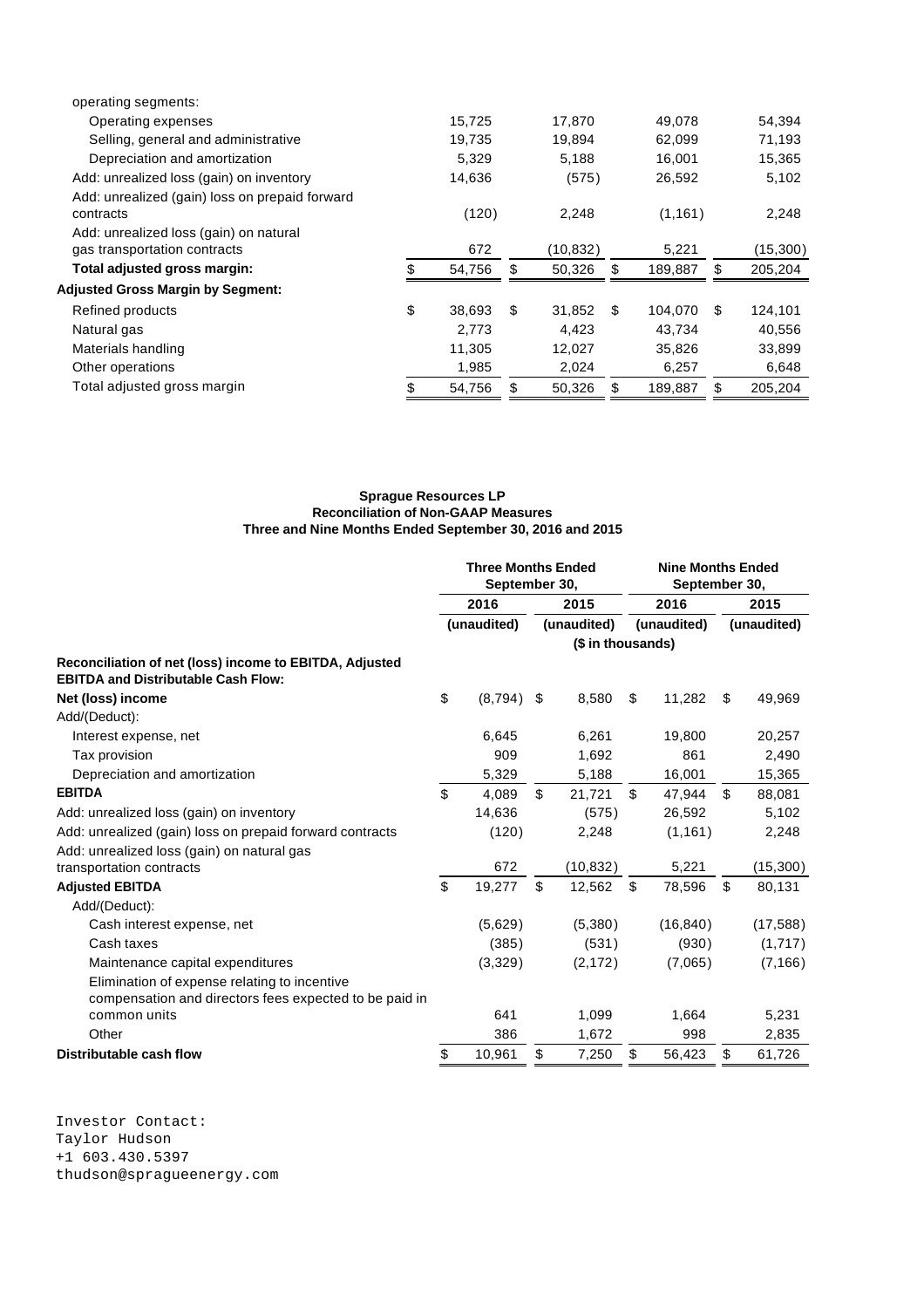| | | | | |
|---|---|---|---|---|
| operating segments: | | | | |
| Operating expenses | 15,725 | 17,870 | 49,078 | 54,394 |
| Selling, general and administrative | 19,735 | 19,894 | 62,099 | 71,193 |
| Depreciation and amortization | 5,329 | 5,188 | 16,001 | 15,365 |
| Add: unrealized loss (gain) on inventory | 14,636 | (575) | 26,592 | 5,102 |
| Add: unrealized (gain) loss on prepaid forward contracts | (120) | 2,248 | (1,161) | 2,248 |
| Add: unrealized loss (gain) on natural gas transportation contracts | 672 | (10,832) | 5,221 | (15,300) |
| **Total adjusted gross margin:** | $ 54,756 | $ 50,326 | $ 189,887 | $ 205,204 |
| **Adjusted Gross Margin by Segment:** | | | | |
| Refined products | $ 38,693 | $ 31,852 | $ 104,070 | $ 124,101 |
| Natural gas | 2,773 | 4,423 | 43,734 | 40,556 |
| Materials handling | 11,305 | 12,027 | 35,826 | 33,899 |
| Other operations | 1,985 | 2,024 | 6,257 | 6,648 |
| Total adjusted gross margin | $ 54,756 | $ 50,326 | $ 189,887 | $ 205,204 |

**Sprague Resources LP**
**Reconciliation of Non-GAAP Measures**
**Three and Nine Months Ended September 30, 2016 and 2015**

| | Three Months Ended September 30, | | Nine Months Ended September 30, | |
|---|---|---|---|---|
| | 2016 | 2015 | 2016 | 2015 |
| | (unaudited) | (unaudited) | (unaudited) | (unaudited) |
| | ($ in thousands) | | | |
| **Reconciliation of net (loss) income to EBITDA, Adjusted EBITDA and Distributable Cash Flow:** | | | | |
| **Net (loss) income** | $ (8,794) | $ 8,580 | $ 11,282 | $ 49,969 |
| Add/(Deduct): | | | | |
| Interest expense, net | 6,645 | 6,261 | 19,800 | 20,257 |
| Tax provision | 909 | 1,692 | 861 | 2,490 |
| Depreciation and amortization | 5,329 | 5,188 | 16,001 | 15,365 |
| **EBITDA** | $ 4,089 | $ 21,721 | $ 47,944 | $ 88,081 |
| Add: unrealized loss (gain) on inventory | 14,636 | (575) | 26,592 | 5,102 |
| Add: unrealized (gain) loss on prepaid forward contracts | (120) | 2,248 | (1,161) | 2,248 |
| Add: unrealized loss (gain) on natural gas transportation contracts | 672 | (10,832) | 5,221 | (15,300) |
| **Adjusted EBITDA** | $ 19,277 | $ 12,562 | $ 78,596 | $ 80,131 |
| Add/(Deduct): | | | | |
| Cash interest expense, net | (5,629) | (5,380) | (16,840) | (17,588) |
| Cash taxes | (385) | (531) | (930) | (1,717) |
| Maintenance capital expenditures | (3,329) | (2,172) | (7,065) | (7,166) |
| Elimination of expense relating to incentive compensation and directors fees expected to be paid in common units | 641 | 1,099 | 1,664 | 5,231 |
| Other | 386 | 1,672 | 998 | 2,835 |
| **Distributable cash flow** | $ 10,961 | $ 7,250 | $ 56,423 | $ 61,726 |

Investor Contact:
Taylor Hudson
+1 603.430.5397
thudson@spragueenergy.com